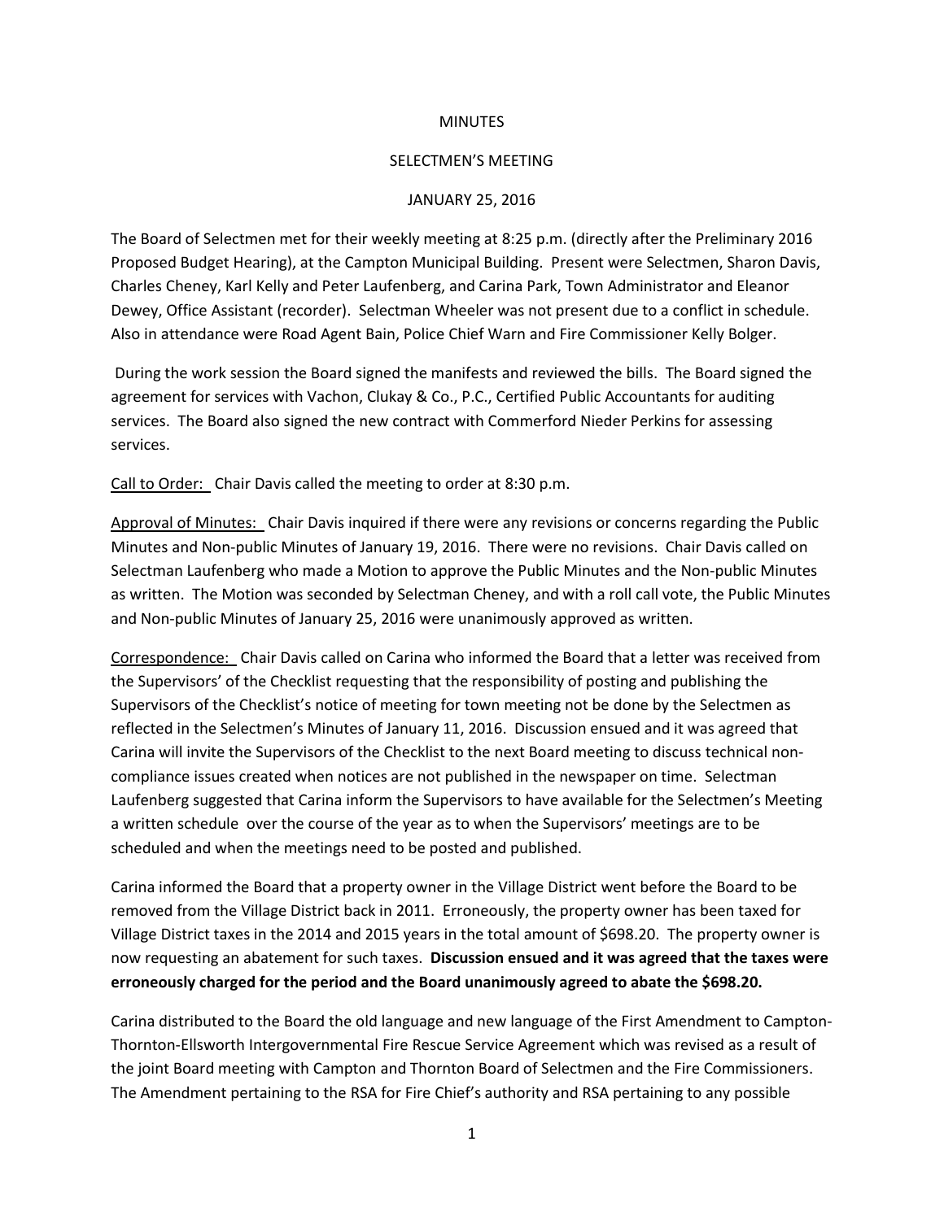MINUTES

SELECTMEN'S MEETING

JANUARY 25, 2016

The Board of Selectmen met for their weekly meeting at 8:25 p.m. (directly after the Preliminary 2016 Proposed Budget Hearing), at the Campton Municipal Building. Present were Selectmen, Sharon Davis, Charles Cheney, Karl Kelly and Peter Laufenberg, and Carina Park, Town Administrator and Eleanor Dewey, Office Assistant (recorder). Selectman Wheeler was not present due to a conflict in schedule. Also in attendance were Road Agent Bain, Police Chief Warn and Fire Commissioner Kelly Bolger.

During the work session the Board signed the manifests and reviewed the bills. The Board signed the agreement for services with Vachon, Clukay & Co., P.C., Certified Public Accountants for auditing services. The Board also signed the new contract with Commerford Nieder Perkins for assessing services.

<u>Call to Order:</u> Chair Davis called the meeting to order at 8:30 p.m.

<u>Approval of Minutes:</u> Chair Davis inquired if there were any revisions or concerns regarding the Public Minutes and Non-public Minutes of January 19, 2016. There were no revisions. Chair Davis called on Selectman Laufenberg who made a Motion to approve the Public Minutes and the Non-public Minutes as written. The Motion was seconded by Selectman Cheney, and with a roll call vote, the Public Minutes and Non-public Minutes of January 25, 2016 were unanimously approved as written.

<u>Correspondence:</u> Chair Davis called on Carina who informed the Board that a letter was received from the Supervisors' of the Checklist requesting that the responsibility of posting and publishing the Supervisors of the Checklist's notice of meeting for town meeting not be done by the Selectmen as reflected in the Selectmen's Minutes of January 11, 2016. Discussion ensued and it was agreed that Carina will invite the Supervisors of the Checklist to the next Board meeting to discuss technical non-compliance issues created when notices are not published in the newspaper on time. Selectman Laufenberg suggested that Carina inform the Supervisors to have available for the Selectmen's Meeting a written schedule over the course of the year as to when the Supervisors' meetings are to be scheduled and when the meetings need to be posted and published.

Carina informed the Board that a property owner in the Village District went before the Board to be removed from the Village District back in 2011. Erroneously, the property owner has been taxed for Village District taxes in the 2014 and 2015 years in the total amount of $698.20. The property owner is now requesting an abatement for such taxes. **Discussion ensued and it was agreed that the taxes were erroneously charged for the period and the Board unanimously agreed to abate the $698.20.**

Carina distributed to the Board the old language and new language of the First Amendment to Campton-Thornton-Ellsworth Intergovernmental Fire Rescue Service Agreement which was revised as a result of the joint Board meeting with Campton and Thornton Board of Selectmen and the Fire Commissioners. The Amendment pertaining to the RSA for Fire Chief's authority and RSA pertaining to any possible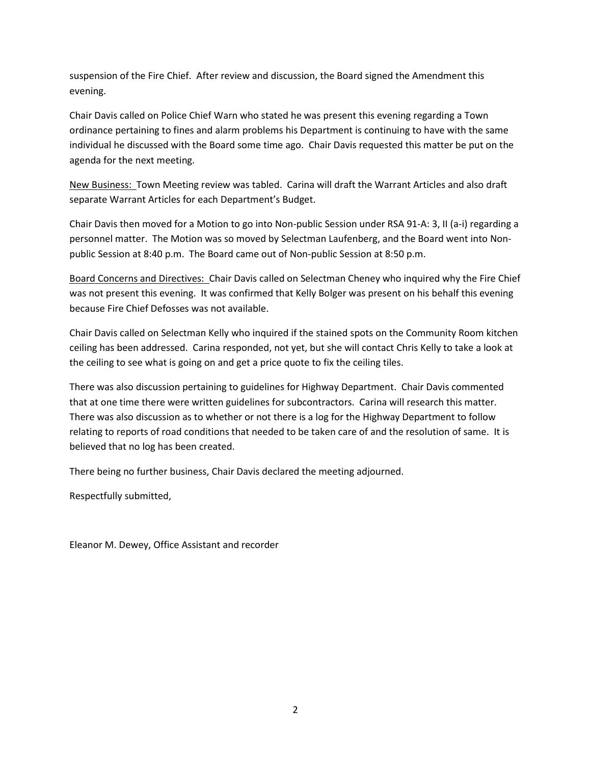suspension of the Fire Chief. After review and discussion, the Board signed the Amendment this evening.

Chair Davis called on Police Chief Warn who stated he was present this evening regarding a Town ordinance pertaining to fines and alarm problems his Department is continuing to have with the same individual he discussed with the Board some time ago. Chair Davis requested this matter be put on the agenda for the next meeting.

<u>New Business:</u> Town Meeting review was tabled. Carina will draft the Warrant Articles and also draft separate Warrant Articles for each Department's Budget.

Chair Davis then moved for a Motion to go into Non-public Session under RSA 91-A: 3, II (a-i) regarding a personnel matter. The Motion was so moved by Selectman Laufenberg, and the Board went into Non-public Session at 8:40 p.m. The Board came out of Non-public Session at 8:50 p.m.

<u>Board Concerns and Directives:</u> Chair Davis called on Selectman Cheney who inquired why the Fire Chief was not present this evening. It was confirmed that Kelly Bolger was present on his behalf this evening because Fire Chief Defosses was not available.

Chair Davis called on Selectman Kelly who inquired if the stained spots on the Community Room kitchen ceiling has been addressed. Carina responded, not yet, but she will contact Chris Kelly to take a look at the ceiling to see what is going on and get a price quote to fix the ceiling tiles.

There was also discussion pertaining to guidelines for Highway Department. Chair Davis commented that at one time there were written guidelines for subcontractors. Carina will research this matter. There was also discussion as to whether or not there is a log for the Highway Department to follow relating to reports of road conditions that needed to be taken care of and the resolution of same. It is believed that no log has been created.

There being no further business, Chair Davis declared the meeting adjourned.

Respectfully submitted,

Eleanor M. Dewey, Office Assistant and recorder